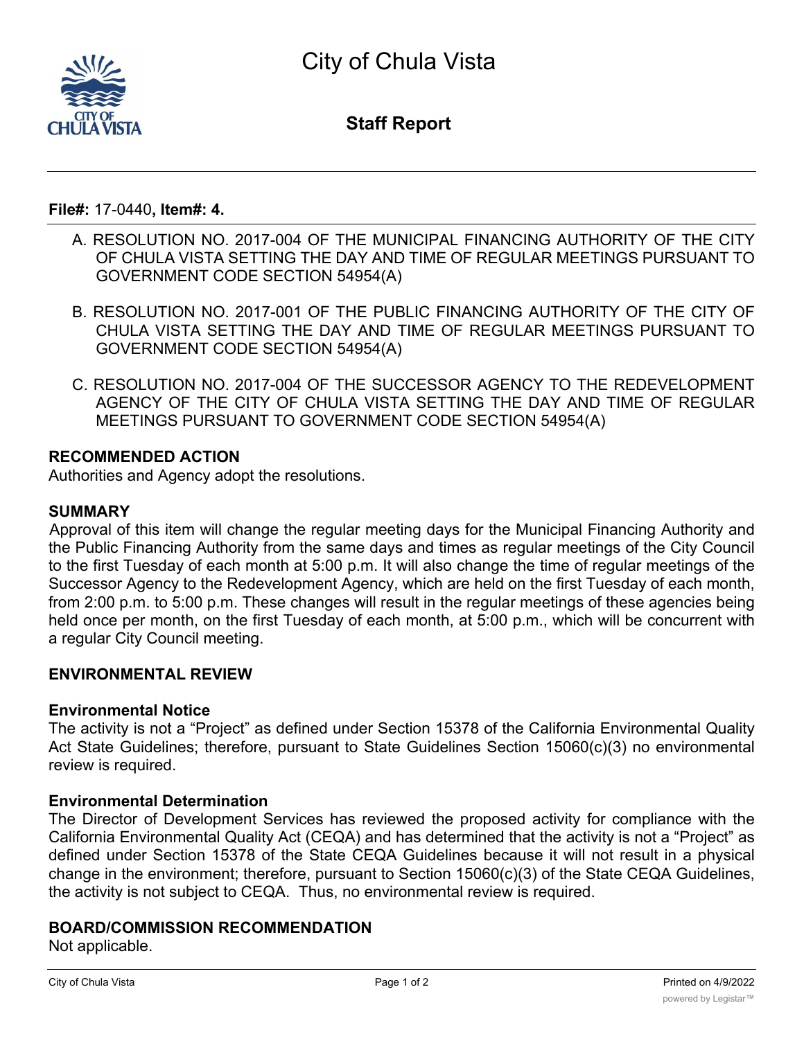# City of Chula Vista

## Staff Report

**File#:** 17-0440**, Item#: 4.**

A. RESOLUTION NO. 2017-004 OF THE MUNICIPAL FINANCING AUTHORITY OF THE CITY OF CHULA VISTA SETTING THE DAY AND TIME OF REGULAR MEETINGS PURSUANT TO GOVERNMENT CODE SECTION 54954(A)

B. RESOLUTION NO. 2017-001 OF THE PUBLIC FINANCING AUTHORITY OF THE CITY OF CHULA VISTA SETTING THE DAY AND TIME OF REGULAR MEETINGS PURSUANT TO GOVERNMENT CODE SECTION 54954(A)

C. RESOLUTION NO. 2017-004 OF THE SUCCESSOR AGENCY TO THE REDEVELOPMENT AGENCY OF THE CITY OF CHULA VISTA SETTING THE DAY AND TIME OF REGULAR MEETINGS PURSUANT TO GOVERNMENT CODE SECTION 54954(A)

### RECOMMENDED ACTION

Authorities and Agency adopt the resolutions.

### SUMMARY

Approval of this item will change the regular meeting days for the Municipal Financing Authority and the Public Financing Authority from the same days and times as regular meetings of the City Council to the first Tuesday of each month at 5:00 p.m. It will also change the time of regular meetings of the Successor Agency to the Redevelopment Agency, which are held on the first Tuesday of each month, from 2:00 p.m. to 5:00 p.m. These changes will result in the regular meetings of these agencies being held once per month, on the first Tuesday of each month, at 5:00 p.m., which will be concurrent with a regular City Council meeting.

### ENVIRONMENTAL REVIEW

#### Environmental Notice

The activity is not a "Project" as defined under Section 15378 of the California Environmental Quality Act State Guidelines; therefore, pursuant to State Guidelines Section 15060(c)(3) no environmental review is required.

#### Environmental Determination

The Director of Development Services has reviewed the proposed activity for compliance with the California Environmental Quality Act (CEQA) and has determined that the activity is not a "Project" as defined under Section 15378 of the State CEQA Guidelines because it will not result in a physical change in the environment; therefore, pursuant to Section 15060(c)(3) of the State CEQA Guidelines, the activity is not subject to CEQA. Thus, no environmental review is required.

### BOARD/COMMISSION RECOMMENDATION

Not applicable.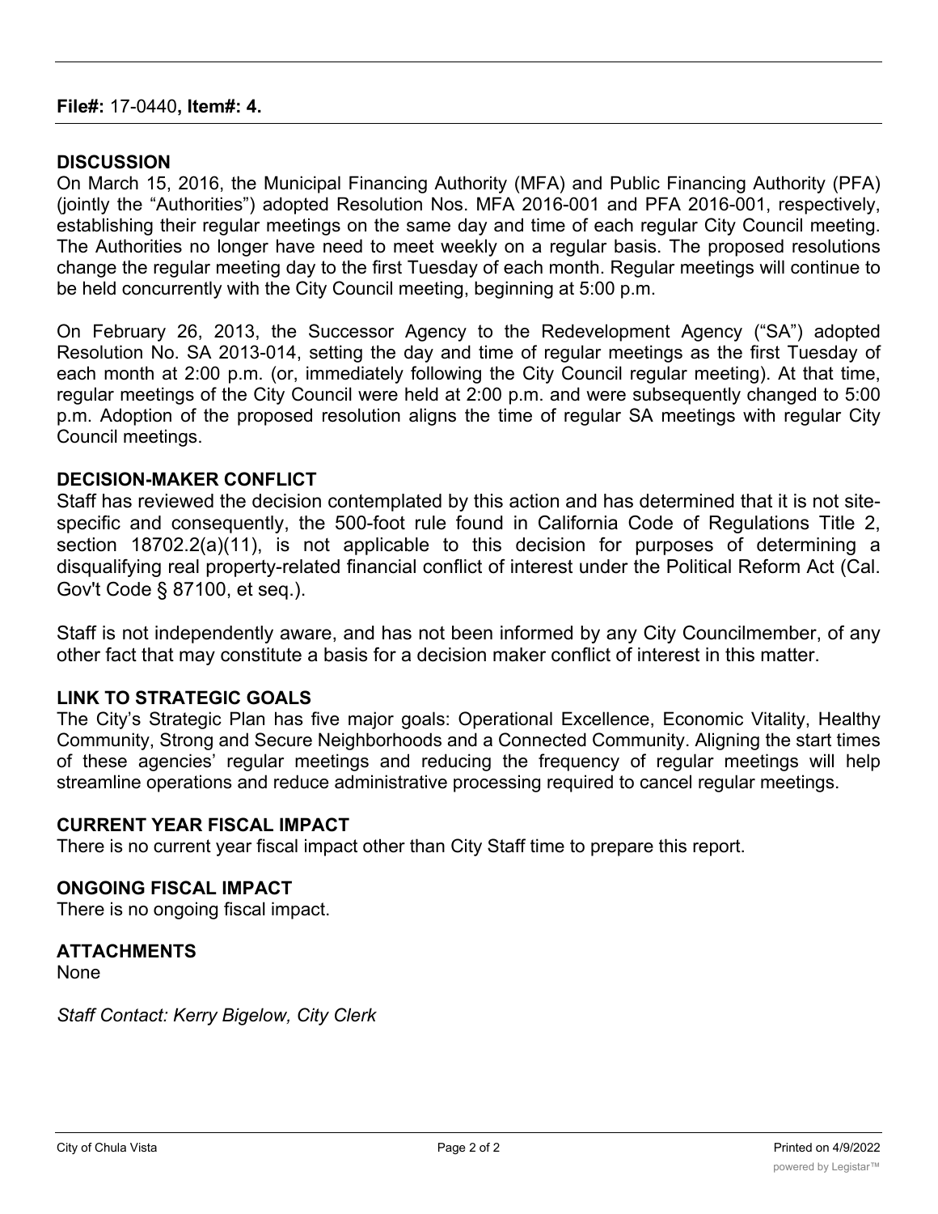**File#:** 17-0440**, Item#: 4.**

## DISCUSSION

On March 15, 2016, the Municipal Financing Authority (MFA) and Public Financing Authority (PFA) (jointly the "Authorities") adopted Resolution Nos. MFA 2016-001 and PFA 2016-001, respectively, establishing their regular meetings on the same day and time of each regular City Council meeting. The Authorities no longer have need to meet weekly on a regular basis. The proposed resolutions change the regular meeting day to the first Tuesday of each month. Regular meetings will continue to be held concurrently with the City Council meeting, beginning at 5:00 p.m.

On February 26, 2013, the Successor Agency to the Redevelopment Agency ("SA") adopted Resolution No. SA 2013-014, setting the day and time of regular meetings as the first Tuesday of each month at 2:00 p.m. (or, immediately following the City Council regular meeting). At that time, regular meetings of the City Council were held at 2:00 p.m. and were subsequently changed to 5:00 p.m. Adoption of the proposed resolution aligns the time of regular SA meetings with regular City Council meetings.

## DECISION-MAKER CONFLICT

Staff has reviewed the decision contemplated by this action and has determined that it is not site-specific and consequently, the 500-foot rule found in California Code of Regulations Title 2, section 18702.2(a)(11), is not applicable to this decision for purposes of determining a disqualifying real property-related financial conflict of interest under the Political Reform Act (Cal. Gov't Code § 87100, et seq.).

Staff is not independently aware, and has not been informed by any City Councilmember, of any other fact that may constitute a basis for a decision maker conflict of interest in this matter.

## LINK TO STRATEGIC GOALS

The City's Strategic Plan has five major goals: Operational Excellence, Economic Vitality, Healthy Community, Strong and Secure Neighborhoods and a Connected Community. Aligning the start times of these agencies' regular meetings and reducing the frequency of regular meetings will help streamline operations and reduce administrative processing required to cancel regular meetings.

## CURRENT YEAR FISCAL IMPACT

There is no current year fiscal impact other than City Staff time to prepare this report.

## ONGOING FISCAL IMPACT

There is no ongoing fiscal impact.

## ATTACHMENTS

None

*Staff Contact: Kerry Bigelow, City Clerk*